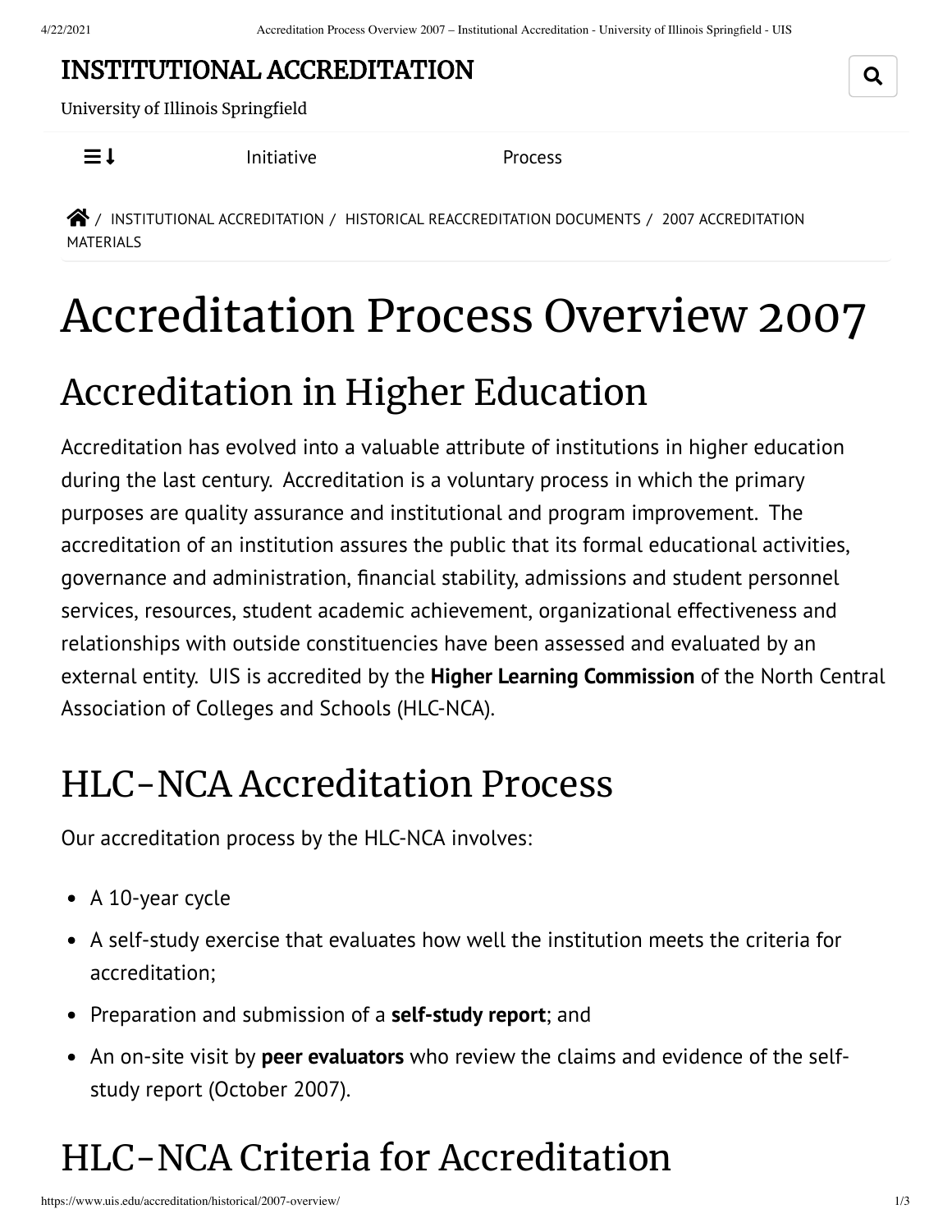# INSTITUTIONAL ACCREDITATION

University of Illinois Springfield

Initiative Process

/ INSTITUTIONAL ACCREDITATION / HISTORICAL REACCREDITATION DOCUMENTS / 2007 ACCREDITATION MATERIALS

# Accreditation Process Overview 2007

## Accreditation in Higher Education

Accreditation has evolved into a valuable attribute of institutions in higher education during the last century. Accreditation is a voluntary process in which the primary purposes are quality assurance and institutional and program improvement. The accreditation of an institution assures the public that its formal educational activities, governance and administration, financial stability, admissions and student personnel services, resources, student academic achievement, organizational effectiveness and relationships with outside constituencies have been assessed and evaluated by an external entity. UIS is accredited by the **Higher Learning Commission** of the North Central Association of Colleges and Schools (HLC-NCA).

## HLC-NCA Accreditation Process

Our accreditation process by the HLC-NCA involves:

- A 10-year cycle
- A self-study exercise that evaluates how well the institution meets the criteria for accreditation;
- Preparation and submission of a **self-study report**; and
- An on-site visit by **peer evaluators** who review the claims and evidence of the self-study report (October 2007).

## HLC-NCA Criteria for Accreditation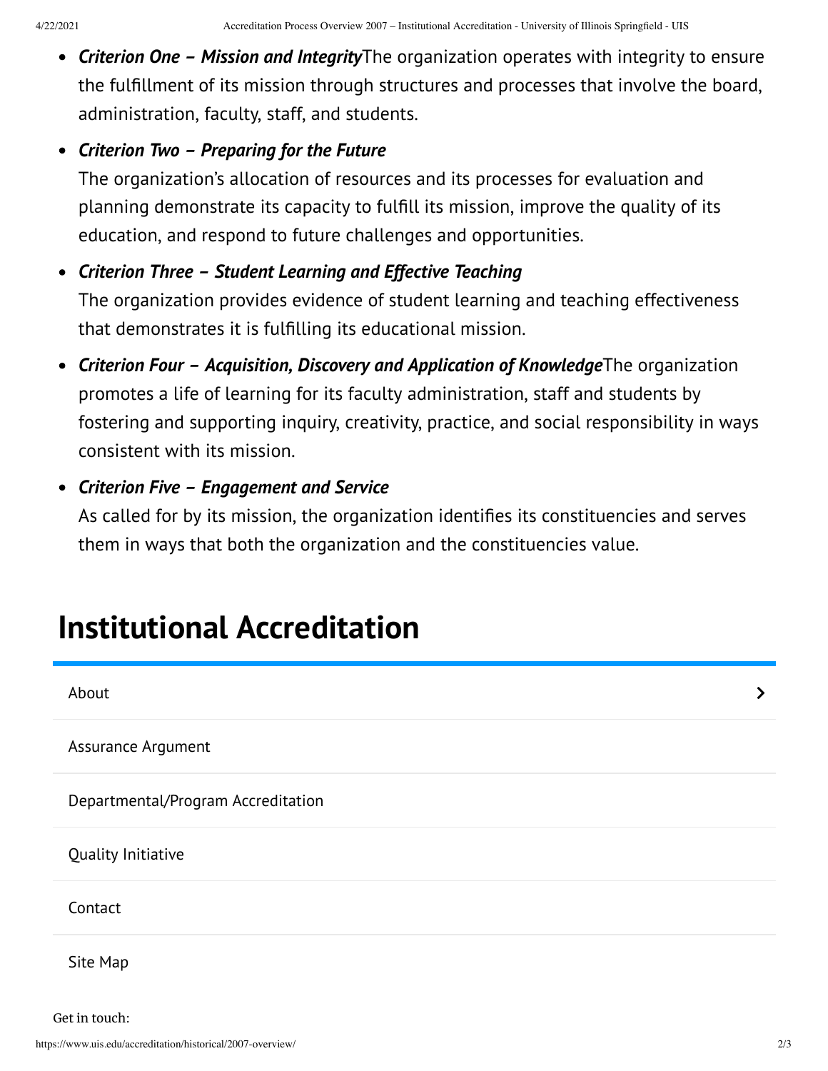- ***Criterion One – Mission and Integrity*** The organization operates with integrity to ensure the fulfillment of its mission through structures and processes that involve the board, administration, faculty, staff, and students.
- ***Criterion Two – Preparing for the Future***
  The organization's allocation of resources and its processes for evaluation and planning demonstrate its capacity to fulfill its mission, improve the quality of its education, and respond to future challenges and opportunities.
- ***Criterion Three – Student Learning and Effective Teaching***
  The organization provides evidence of student learning and teaching effectiveness that demonstrates it is fulfilling its educational mission.
- ***Criterion Four – Acquisition, Discovery and Application of Knowledge*** The organization promotes a life of learning for its faculty administration, staff and students by fostering and supporting inquiry, creativity, practice, and social responsibility in ways consistent with its mission.
- ***Criterion Five – Engagement and Service***
  As called for by its mission, the organization identifies its constituencies and serves them in ways that both the organization and the constituencies value.

# Institutional Accreditation

- About
- Assurance Argument
- Departmental/Program Accreditation
- Quality Initiative
- Contact
- Site Map

Get in touch: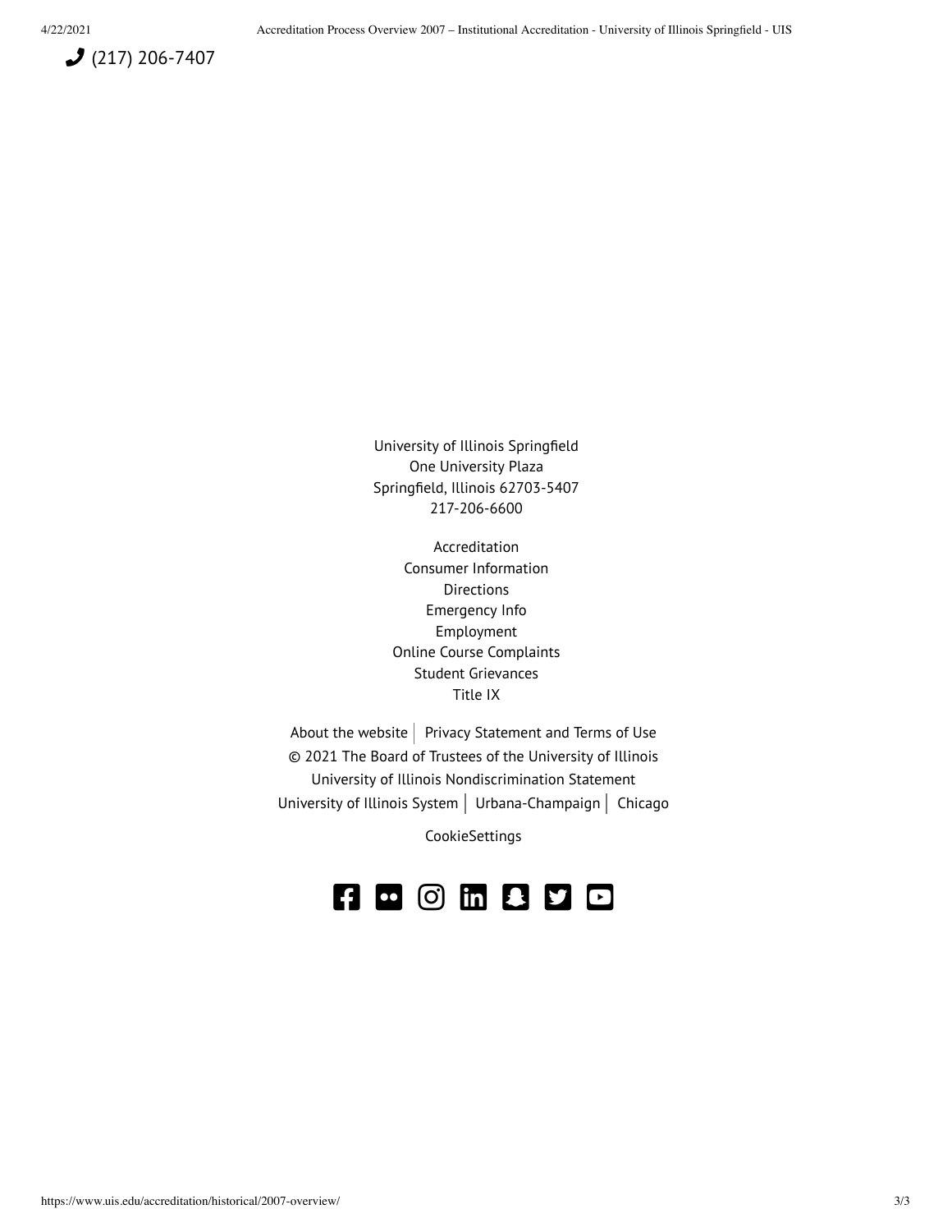(217) 206-7407

University of Illinois Springfield
One University Plaza
Springfield, Illinois 62703-5407
217-206-6600

Accreditation
Consumer Information
Directions
Emergency Info
Employment
Online Course Complaints
Student Grievances
Title IX

About the website | Privacy Statement and Terms of Use
© 2021 The Board of Trustees of the University of Illinois
University of Illinois Nondiscrimination Statement
University of Illinois System | Urbana-Champaign | Chicago

CookieSettings